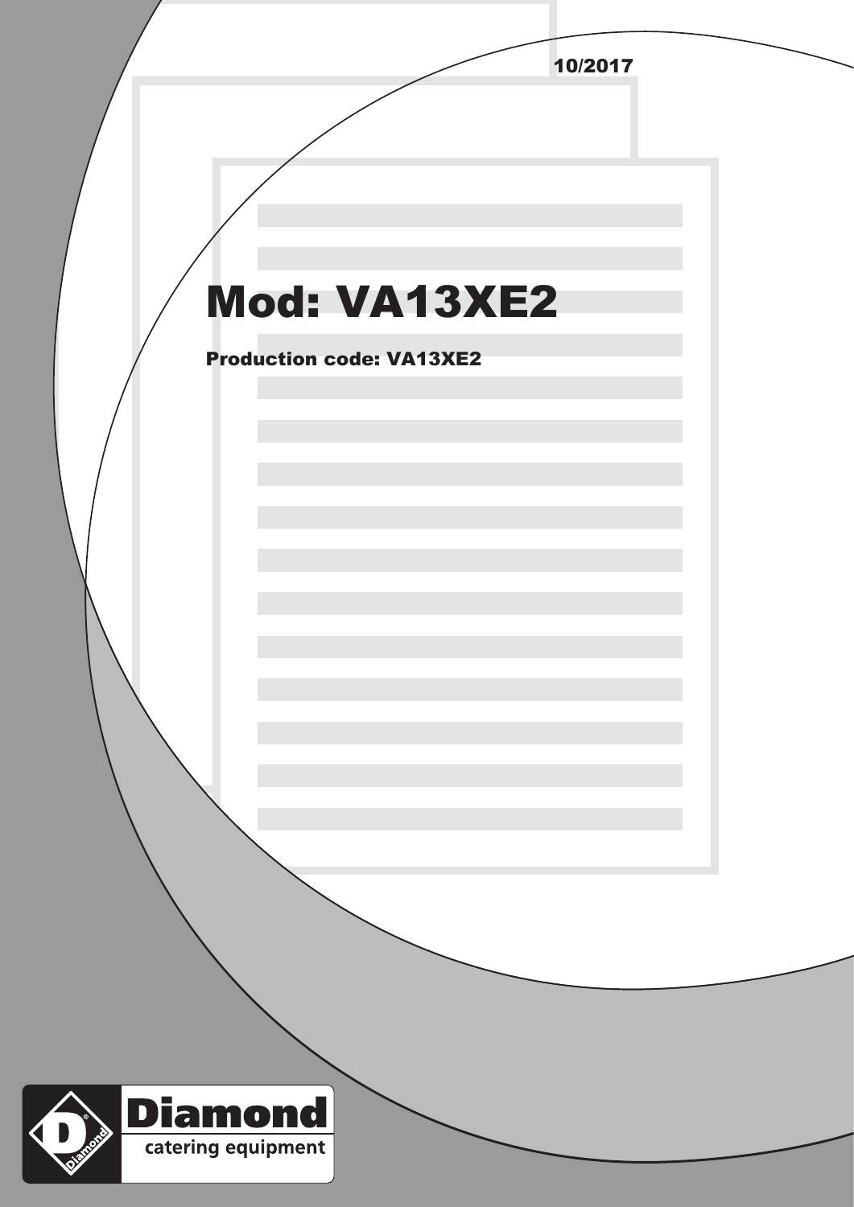10/2017

# Mod: VA13XE2

**Production code: VA13XE2**

Diamond catering equipment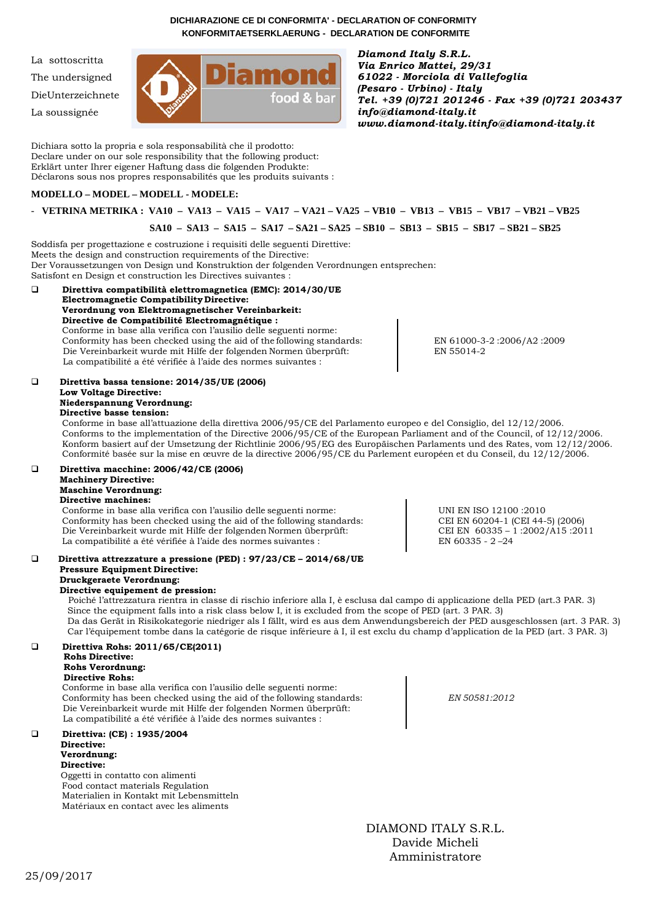**DICHIARAZIONE CE DI CONFORMITA' - DECLARATION OF CONFORMITY**
**KONFORMITAETSERKLAERUNG - DECLARATION DE CONFORMITE**

La sottoscritta
The undersigned
DieUnterzeichnete
La soussignée

***Diamond Italy S.R.L.***
***Via Enrico Mattei, 29/31***
***61022 - Morciola di Vallefoglia***
***(Pesaro - Urbino) - Italy***
***Tel. +39 (0)721 201246 - Fax +39 (0)721 203437***
***info@diamond-italy.it***
***www.diamond-italy.itinfo@diamond-italy.it***

Dichiara sotto la propria e sola responsabilità che il prodotto:
Declare under on our sole responsibility that the following product:
Erklärt unter Ihrer eigener Haftung dass die folgenden Produkte:
Déclarons sous nos propres responsabilités que les produits suivants :

**MODELLO – MODEL – MODELL - MODELE:**

- **VETRINA METRIKA : VA10 – VA13 – VA15 – VA17 – VA21 – VA25 – VB10 – VB13 – VB15 – VB17 – VB21 – VB25**
  **SA10 – SA13 – SA15 – SA17 – SA21 – SA25 – SB10 – SB13 – SB15 – SB17 – SB21 – SB25**

Soddisfa per progettazione e costruzione i requisiti delle seguenti Direttive:
Meets the design and construction requirements of the Directive:
Der Voraussetzungen von Design und Konstruktion der folgenden Verordnungen entsprechen:
Satisfont en Design et construction les Directives suivantes :

- **Direttiva compatibilità elettromagnetica (EMC): 2014/30/UE**
  **Electromagnetic Compatibility Directive:**
  **Verordnung von Elektromagnetischer Vereinbarkeit:**
  **Directive de Compatibilité Electromagnétique :**
  Conforme in base alla verifica con l'ausilio delle seguenti norme:
  Conformity has been checked using the aid of the following standards:
  Die Vereinbarkeit wurde mit Hilfe der folgenden Normen überprüft:
  La compatibilité a été vérifiée à l'aide des normes suivantes :

  EN 61000-3-2 :2006/A2 :2009
  EN 55014-2

- **Direttiva bassa tensione: 2014/35/UE (2006)**
  **Low Voltage Directive:**
  **Niederspannung Verordnung:**
  **Directive basse tension:**
  Conforme in base all'attuazione della direttiva 2006/95/CE del Parlamento europeo e del Consiglio, del 12/12/2006.
  Conforms to the implementation of the Directive 2006/95/CE of the European Parliament and of the Council, of 12/12/2006.
  Konform basiert auf der Umsetzung der Richtlinie 2006/95/EG des Europäischen Parlaments und des Rates, vom 12/12/2006.
  Conformité basée sur la mise en œuvre de la directive 2006/95/CE du Parlement européen et du Conseil, du 12/12/2006.

- **Direttiva macchine: 2006/42/CE (2006)**
  **Machinery Directive:**
  **Maschine Verordnung:**
  **Directive machines:**
  Conforme in base alla verifica con l'ausilio delle seguenti norme:
  Conformity has been checked using the aid of the following standards:
  Die Vereinbarkeit wurde mit Hilfe der folgenden Normen überprüft:
  La compatibilité a été vérifiée à l'aide des normes suivantes :

  UNI EN ISO 12100 :2010
  CEI EN 60204-1 (CEI 44-5) (2006)
  CEI EN 60335 – 1 :2002/A15 :2011
  EN 60335 - 2 –24

- **Direttiva attrezzature a pressione (PED) : 97/23/CE – 2014/68/UE**
  **Pressure Equipment Directive:**
  **Druckgeraete Verordnung:**
  **Directive equipement de pression:**
  Poiché l'attrezzatura rientra in classe di rischio inferiore alla I, è esclusa dal campo di applicazione della PED (art.3 PAR. 3)
  Since the equipment falls into a risk class below I, it is excluded from the scope of PED (art. 3 PAR. 3)
  Da das Gerät in Risikokategorie niedriger als I fällt, wird es aus dem Anwendungsbereich der PED ausgeschlossen (art. 3 PAR. 3)
  Car l'équipement tombe dans la catégorie de risque inférieure à I, il est exclu du champ d'application de la PED (art. 3 PAR. 3)

- **Direttiva Rohs: 2011/65/CE(2011)**
  **Rohs Directive:**
  **Rohs Verordnung:**
  **Directive Rohs:**
  Conforme in base alla verifica con l'ausilio delle seguenti norme:
  Conformity has been checked using the aid of the following standards:
  Die Vereinbarkeit wurde mit Hilfe der folgenden Normen überprüft:
  La compatibilité a été vérifiée à l'aide des normes suivantes :

  *EN 50581:2012*

- **Direttiva: (CE) : 1935/2004**
  **Directive:**
  **Verordnung:**
  **Directive:**
  Oggetti in contatto con alimenti
  Food contact materials Regulation
  Materialien in Kontakt mit Lebensmitteln
  Matériaux en contact avec les aliments

DIAMOND ITALY S.R.L.
Davide Micheli
Amministratore

25/09/2017